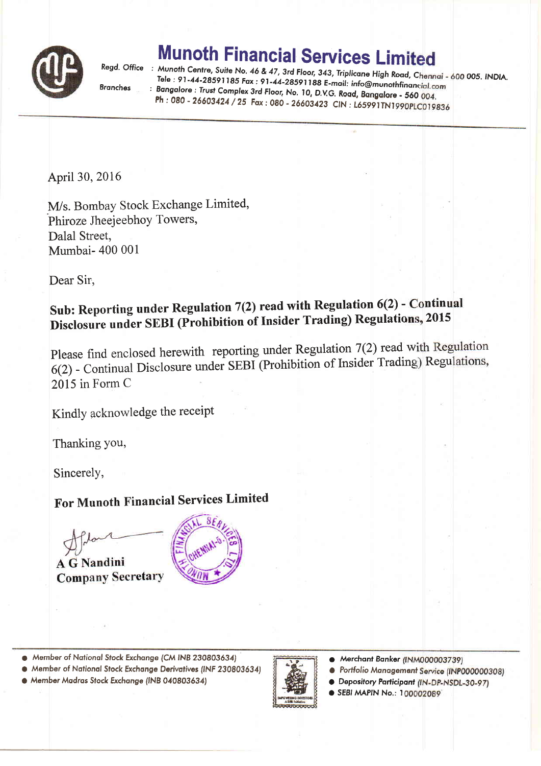# Munoth Financial Services Limited

Regd. Office : Munoth Centre, Suite No. 46 & 47, 3rd Floor, 343, Triplicane High Road, Chennai - 600 005. INDIA.
Tele : 91-44-28591185 Fax : 91-44-28591188 E-mail: info@munothfinancial.com

Branches : Bangalore : Trust Complex 3rd Floor, No. 10, D.V.G. Road, Bangalore - 560 004.
Ph : 080 - 26603424 / 25 Fax : 080 - 26603423 CIN : L65991TN1990PLC019836

April 30, 2016

M/s. Bombay Stock Exchange Limited,
Phiroze Jheejeebhoy Towers,
Dalal Street,
Mumbai- 400 001

Dear Sir,

**Sub: Reporting under Regulation 7(2) read with Regulation 6(2) - Continual Disclosure under SEBI (Prohibition of Insider Trading) Regulations, 2015**

Please find enclosed herewith reporting under Regulation 7(2) read with Regulation 6(2) - Continual Disclosure under SEBI (Prohibition of Insider Trading) Regulations, 2015 in Form C

Kindly acknowledge the receipt

Thanking you,

Sincerely,

**For Munoth Financial Services Limited**

**A G Nandini**
**Company Secretary**

- Member of National Stock Exchange (CM INB 230803634)
- Member of National Stock Exchange Derivatives (INF 230803634)
- Member Madras Stock Exchange (INB 040803634)
- Merchant Banker (INM000003739)
- Portfolio Management Service (INP000000308)
- Depository Participant (IN-DP-NSDL-30-97)
- SEBI MAPIN No.: 100002089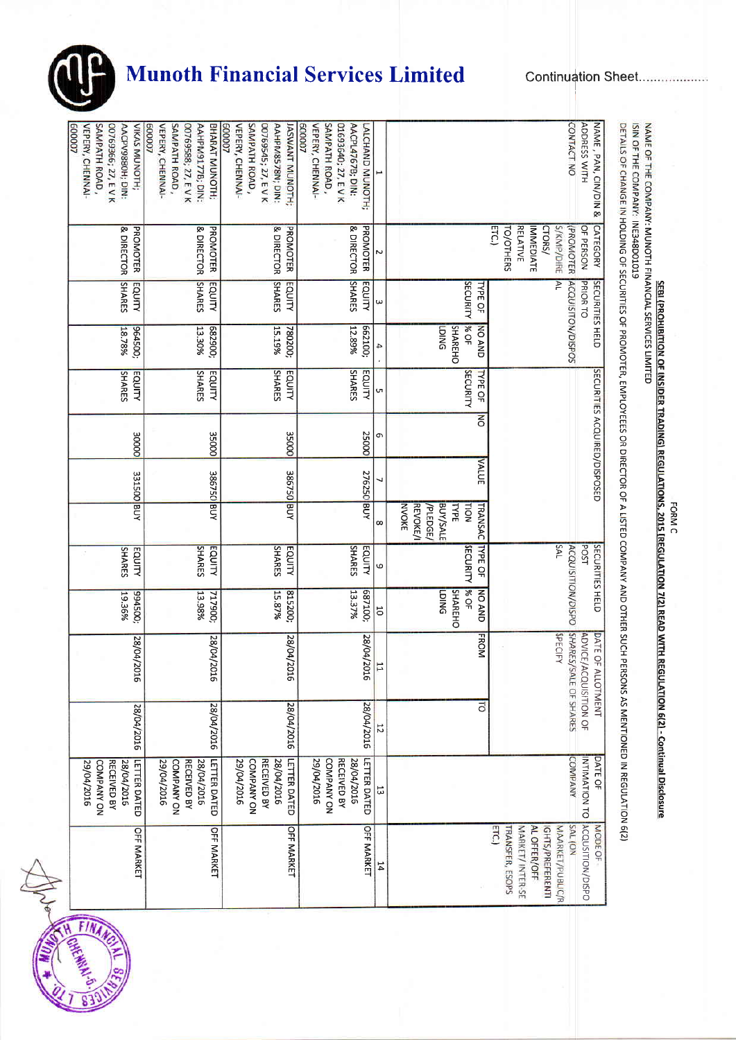# Munoth Financial Services Limited

Continuation Sheet..................

FORM C

**SEBI (PROHIBITION OF INSIDER TRADING) REGULATIONS, 2015 [REGULATION 7(2) READ WITH REGULATION 6(2) - Continual Disclosure**

NAME OF THE COMPANY: MUNOTH FINANCIAL SERVICES LIMITED

ISIN OF THE COMPANY: INE348D01019

DETAILS OF CHANGE IN HOLDING OF SECURITIES OF PROMOTER, EMPLOYEES OR DIRECTOR OF A LISTED COMPANY AND OTHER SUCH PERSONS AS MENTIONED IN REGULATION 6(2)

| NAME , PAN, CIN/DIN & ADDRESS WITH CONTACT NO | CATEGORY OF PERSON (PROMOTER S/KMP/DIRECTORS/ IMMEDIATE RELATIVE TO/OTHERS ETC.) | SECURITIES HELD PRIOR TO ACQUISITION/DISPOSAL | | SECURITIES ACQUIRED/DISPOSED | | | | SECURITIES HELD POST ACQUISITION/DISPOSAL | | DATE OF ALLOTMENT ADVICE/ACQUISITION OF SHARES/SALE OF SHARES SPECIFY | | DATE OF INTIMATION TO COMPANY | MODE OF ACQUISITION/DISPOSAL ON (MARKET/PUBLIC/RIGHTS/PREFERENTIAL OFFER/OFF MARKET/INTER-SE TRANSFER, ESOPS ETC.) |
|---|---|---|---|---|---|---|---|---|---|---|---|---|---|
| | | TYPE OF SECURITY | NO AND % OF SHAREHOLDING | TYPE OF SECURITY | NO | VALUE | TRANSACTION TYPE BUY/SALE/PLEDGE/REVOKE/INVOKE | TYPE OF SECURITY | NO AND % OF SHAREHOLDING | FROM | TO | | |
| 1 | 2 | 3 | 4 | 5 | 6 | 7 | 8 | 9 | 10 | 11 | 12 | 13 | 14 |
| LALCHAND MUNOTH; AACPL4767B; DIN: 01693640; 27, E V K SAMPATH ROAD, VEPERY, CHENNAI-600007 | PROMOTER & DIRECTOR | EQUITY SHARES | 662100; 12.89% | EQUITY SHARES | 25000 | 276250 | BUY | EQUITY SHARES | 687100; 13.37% | 28/04/2016 | 28/04/2016 | LETTER DATED 28/04/2016 RECEIVED BY COMPANY ON 29/04/2016 | OFF MARKET |
| JASWANT MUNOTH; AAHPM8578N; DIN: 00769545; 27, E V K SAMPATH ROAD, VEPERY, CHENNAI-600007 | PROMOTER & DIRECTOR | EQUITY SHARES | 780200; 15.19% | EQUITY SHARES | 35000 | 386750 | BUY | EQUITY SHARES | 815200; 15.87% | 28/04/2016 | 28/04/2016 | LETTER DATED 28/04/2016 RECEIVED BY COMPANY ON 29/04/2016 | OFF MARKET |
| BHARAT MUNOTH; AAHPM9177B; DIN: 00769588; 27, E V K SAMPATH ROAD, VEPERY, CHENNAI-600007 | PROMOTER & DIRECTOR | EQUITY SHARES | 682900; 13.30% | EQUITY SHARES | 35000 | 386750 | BUY | EQUITY SHARES | 717900; 13.98% | 28/04/2016 | 28/04/2016 | LETTER DATED 28/04/2016 RECEIVED BY COMPANY ON 29/04/2016 | OFF MARKET |
| VIKAS MUNOTH; AACPV9880H; DIN: 00769366; 27, E V K SAMPATH ROAD, VEPERY, CHENNAI-600007 | PROMOTER & DIRECTOR | EQUITY SHARES | 964500; 18.78% | EQUITY SHARES | 30000 | 331500 | BUY | EQUITY SHARES | 994500; 19.36% | 28/04/2016 | 28/04/2016 | LETTER DATED 28/04/2016 RECEIVED BY COMPANY ON 29/04/2016 | OFF MARKET |